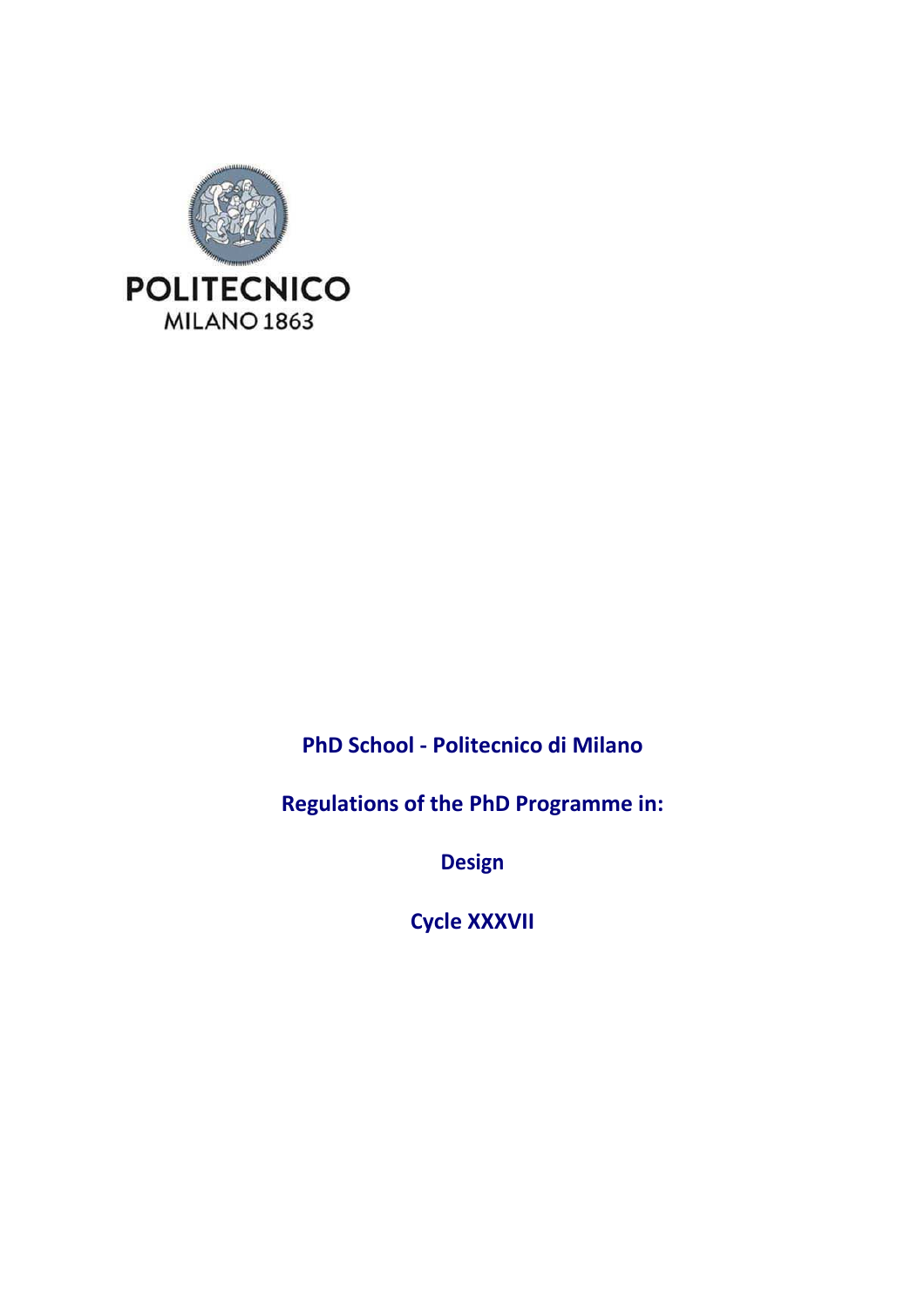POLITECNICO
MILANO 1863

**PhD School - Politecnico di Milano**

**Regulations of the PhD Programme in:**

**Design**

**Cycle XXXVII**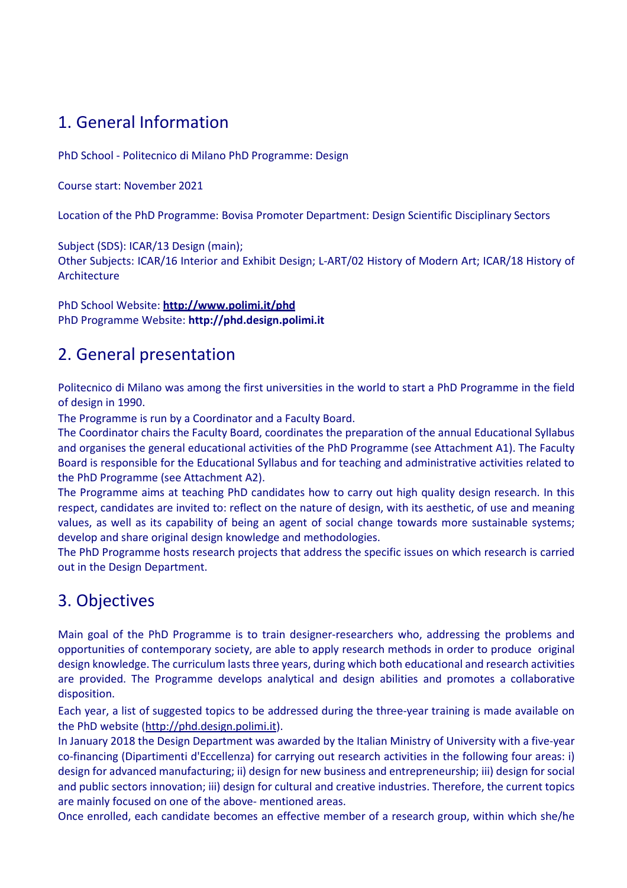## 1. General Information

PhD School - Politecnico di Milano PhD Programme: Design

Course start: November 2021

Location of the PhD Programme: Bovisa Promoter Department: Design Scientific Disciplinary Sectors

Subject (SDS): ICAR/13 Design (main);
Other Subjects: ICAR/16 Interior and Exhibit Design; L-ART/02 History of Modern Art; ICAR/18 History of Architecture

PhD School Website: **http://www.polimi.it/phd**
PhD Programme Website: **http://phd.design.polimi.it**

## 2. General presentation

Politecnico di Milano was among the first universities in the world to start a PhD Programme in the field of design in 1990.
The Programme is run by a Coordinator and a Faculty Board.
The Coordinator chairs the Faculty Board, coordinates the preparation of the annual Educational Syllabus and organises the general educational activities of the PhD Programme (see Attachment A1). The Faculty Board is responsible for the Educational Syllabus and for teaching and administrative activities related to the PhD Programme (see Attachment A2).
The Programme aims at teaching PhD candidates how to carry out high quality design research. In this respect, candidates are invited to: reflect on the nature of design, with its aesthetic, of use and meaning values, as well as its capability of being an agent of social change towards more sustainable systems; develop and share original design knowledge and methodologies.
The PhD Programme hosts research projects that address the specific issues on which research is carried out in the Design Department.

## 3. Objectives

Main goal of the PhD Programme is to train designer-researchers who, addressing the problems and opportunities of contemporary society, are able to apply research methods in order to produce original design knowledge. The curriculum lasts three years, during which both educational and research activities are provided. The Programme develops analytical and design abilities and promotes a collaborative disposition.
Each year, a list of suggested topics to be addressed during the three-year training is made available on the PhD website (http://phd.design.polimi.it).
In January 2018 the Design Department was awarded by the Italian Ministry of University with a five-year co-financing (Dipartimenti d'Eccellenza) for carrying out research activities in the following four areas: i) design for advanced manufacturing; ii) design for new business and entrepreneurship; iii) design for social and public sectors innovation; iii) design for cultural and creative industries. Therefore, the current topics are mainly focused on one of the above- mentioned areas.
Once enrolled, each candidate becomes an effective member of a research group, within which she/he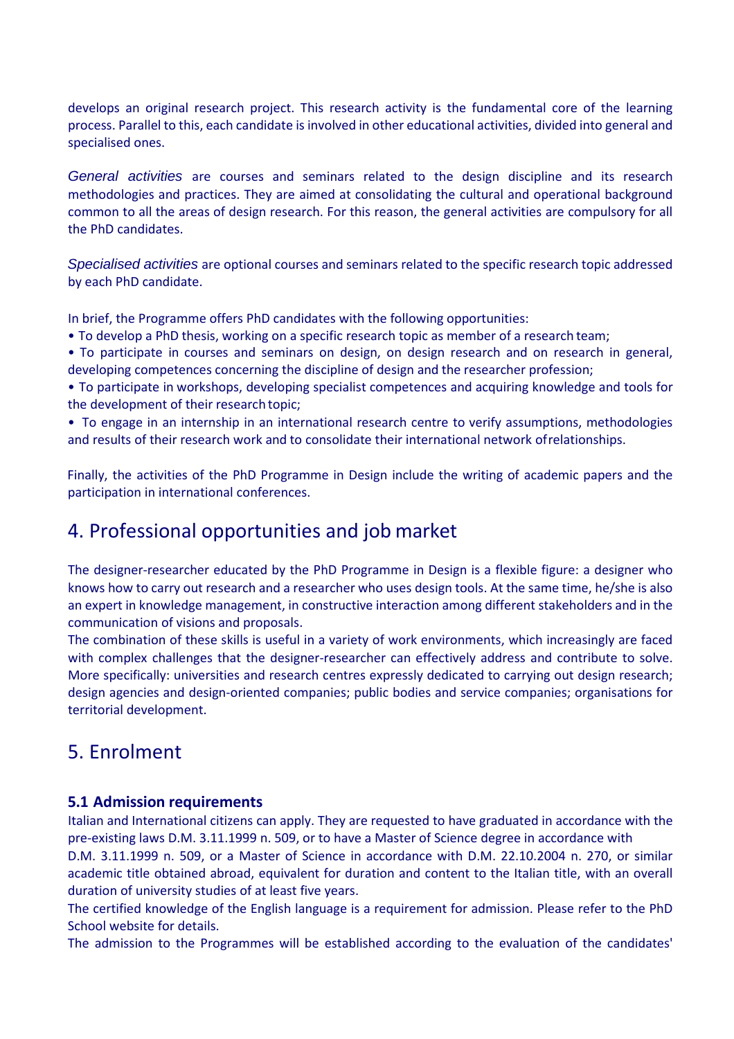develops an original research project. This research activity is the fundamental core of the learning process. Parallel to this, each candidate is involved in other educational activities, divided into general and specialised ones.

*General activities* are courses and seminars related to the design discipline and its research methodologies and practices. They are aimed at consolidating the cultural and operational background common to all the areas of design research. For this reason, the general activities are compulsory for all the PhD candidates.

*Specialised activities* are optional courses and seminars related to the specific research topic addressed by each PhD candidate.

In brief, the Programme offers PhD candidates with the following opportunities:

- To develop a PhD thesis, working on a specific research topic as member of a research team;
- To participate in courses and seminars on design, on design research and on research in general, developing competences concerning the discipline of design and the researcher profession;
- To participate in workshops, developing specialist competences and acquiring knowledge and tools for the development of their research topic;
- To engage in an internship in an international research centre to verify assumptions, methodologies and results of their research work and to consolidate their international network of relationships.

Finally, the activities of the PhD Programme in Design include the writing of academic papers and the participation in international conferences.

# 4. Professional opportunities and job market

The designer-researcher educated by the PhD Programme in Design is a flexible figure: a designer who knows how to carry out research and a researcher who uses design tools. At the same time, he/she is also an expert in knowledge management, in constructive interaction among different stakeholders and in the communication of visions and proposals.
The combination of these skills is useful in a variety of work environments, which increasingly are faced with complex challenges that the designer-researcher can effectively address and contribute to solve. More specifically: universities and research centres expressly dedicated to carrying out design research; design agencies and design-oriented companies; public bodies and service companies; organisations for territorial development.

# 5. Enrolment

### 5.1 Admission requirements

Italian and International citizens can apply. They are requested to have graduated in accordance with the pre-existing laws D.M. 3.11.1999 n. 509, or to have a Master of Science degree in accordance with D.M. 3.11.1999 n. 509, or a Master of Science in accordance with D.M. 22.10.2004 n. 270, or similar academic title obtained abroad, equivalent for duration and content to the Italian title, with an overall duration of university studies of at least five years.
The certified knowledge of the English language is a requirement for admission. Please refer to the PhD School website for details.
The admission to the Programmes will be established according to the evaluation of the candidates'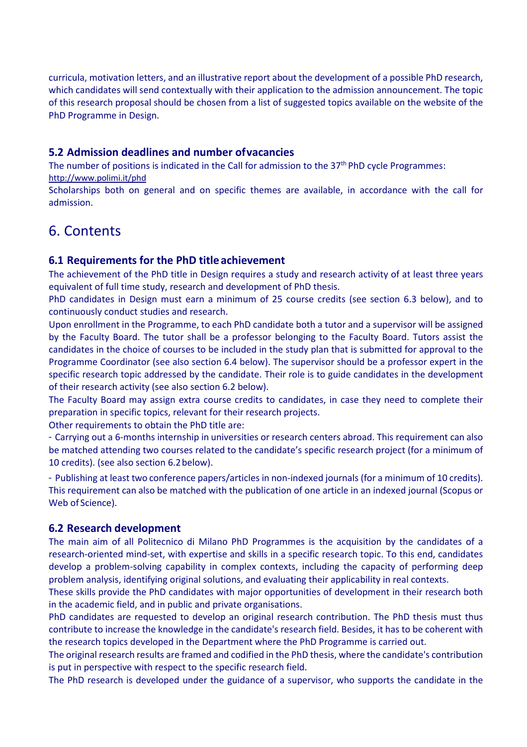curricula, motivation letters, and an illustrative report about the development of a possible PhD research, which candidates will send contextually with their application to the admission announcement. The topic of this research proposal should be chosen from a list of suggested topics available on the website of the PhD Programme in Design.

### 5.2 Admission deadlines and number of vacancies

The number of positions is indicated in the Call for admission to the 37th PhD cycle Programmes:
http://www.polimi.it/phd

Scholarships both on general and on specific themes are available, in accordance with the call for admission.

## 6. Contents

### 6.1 Requirements for the PhD title achievement

The achievement of the PhD title in Design requires a study and research activity of at least three years equivalent of full time study, research and development of PhD thesis.

PhD candidates in Design must earn a minimum of 25 course credits (see section 6.3 below), and to continuously conduct studies and research.

Upon enrollment in the Programme, to each PhD candidate both a tutor and a supervisor will be assigned by the Faculty Board. The tutor shall be a professor belonging to the Faculty Board. Tutors assist the candidates in the choice of courses to be included in the study plan that is submitted for approval to the Programme Coordinator (see also section 6.4 below). The supervisor should be a professor expert in the specific research topic addressed by the candidate. Their role is to guide candidates in the development of their research activity (see also section 6.2 below).

The Faculty Board may assign extra course credits to candidates, in case they need to complete their preparation in specific topics, relevant for their research projects.

Other requirements to obtain the PhD title are:

- Carrying out a 6-months internship in universities or research centers abroad. This requirement can also be matched attending two courses related to the candidate's specific research project (for a minimum of 10 credits). (see also section 6.2 below).
- Publishing at least two conference papers/articles in non-indexed journals (for a minimum of 10 credits). This requirement can also be matched with the publication of one article in an indexed journal (Scopus or Web of Science).

### 6.2 Research development

The main aim of all Politecnico di Milano PhD Programmes is the acquisition by the candidates of a research-oriented mind-set, with expertise and skills in a specific research topic. To this end, candidates develop a problem-solving capability in complex contexts, including the capacity of performing deep problem analysis, identifying original solutions, and evaluating their applicability in real contexts.

These skills provide the PhD candidates with major opportunities of development in their research both in the academic field, and in public and private organisations.

PhD candidates are requested to develop an original research contribution. The PhD thesis must thus contribute to increase the knowledge in the candidate's research field. Besides, it has to be coherent with the research topics developed in the Department where the PhD Programme is carried out.

The original research results are framed and codified in the PhD thesis, where the candidate's contribution is put in perspective with respect to the specific research field.

The PhD research is developed under the guidance of a supervisor, who supports the candidate in the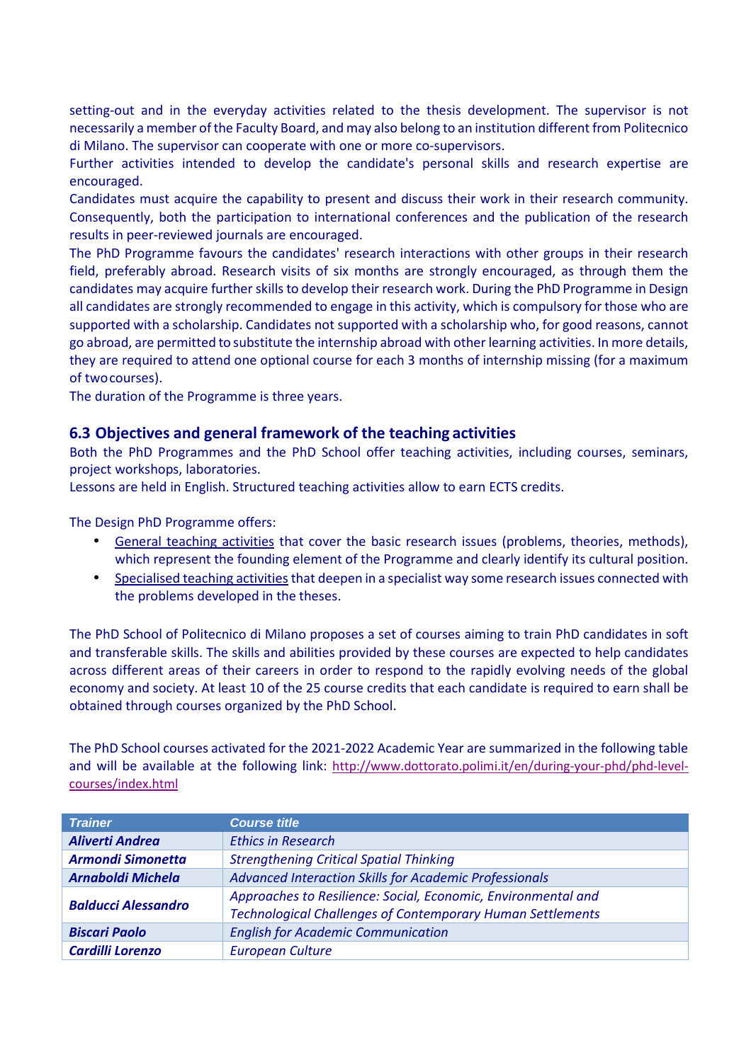setting-out and in the everyday activities related to the thesis development. The supervisor is not necessarily a member of the Faculty Board, and may also belong to an institution different from Politecnico di Milano. The supervisor can cooperate with one or more co-supervisors.

Further activities intended to develop the candidate's personal skills and research expertise are encouraged.

Candidates must acquire the capability to present and discuss their work in their research community. Consequently, both the participation to international conferences and the publication of the research results in peer-reviewed journals are encouraged.

The PhD Programme favours the candidates' research interactions with other groups in their research field, preferably abroad. Research visits of six months are strongly encouraged, as through them the candidates may acquire further skills to develop their research work. During the PhD Programme in Design all candidates are strongly recommended to engage in this activity, which is compulsory for those who are supported with a scholarship. Candidates not supported with a scholarship who, for good reasons, cannot go abroad, are permitted to substitute the internship abroad with other learning activities. In more details, they are required to attend one optional course for each 3 months of internship missing (for a maximum of two courses).

The duration of the Programme is three years.

## 6.3 Objectives and general framework of the teaching activities

Both the PhD Programmes and the PhD School offer teaching activities, including courses, seminars, project workshops, laboratories.

Lessons are held in English. Structured teaching activities allow to earn ECTS credits.

The Design PhD Programme offers:

- General teaching activities that cover the basic research issues (problems, theories, methods), which represent the founding element of the Programme and clearly identify its cultural position.
- Specialised teaching activities that deepen in a specialist way some research issues connected with the problems developed in the theses.

The PhD School of Politecnico di Milano proposes a set of courses aiming to train PhD candidates in soft and transferable skills. The skills and abilities provided by these courses are expected to help candidates across different areas of their careers in order to respond to the rapidly evolving needs of the global economy and society. At least 10 of the 25 course credits that each candidate is required to earn shall be obtained through courses organized by the PhD School.

The PhD School courses activated for the 2021-2022 Academic Year are summarized in the following table and will be available at the following link: http://www.dottorato.polimi.it/en/during-your-phd/phd-level-courses/index.html

| *Trainer* | *Course title* |
|---|---|
| ***Aliverti Andrea*** | *Ethics in Research* |
| ***Armondi Simonetta*** | *Strengthening Critical Spatial Thinking* |
| ***Arnaboldi Michela*** | *Advanced Interaction Skills for Academic Professionals* |
| ***Balducci Alessandro*** | *Approaches to Resilience: Social, Economic, Environmental and Technological Challenges of Contemporary Human Settlements* |
| ***Biscari Paolo*** | *English for Academic Communication* |
| ***Cardilli Lorenzo*** | *European Culture* |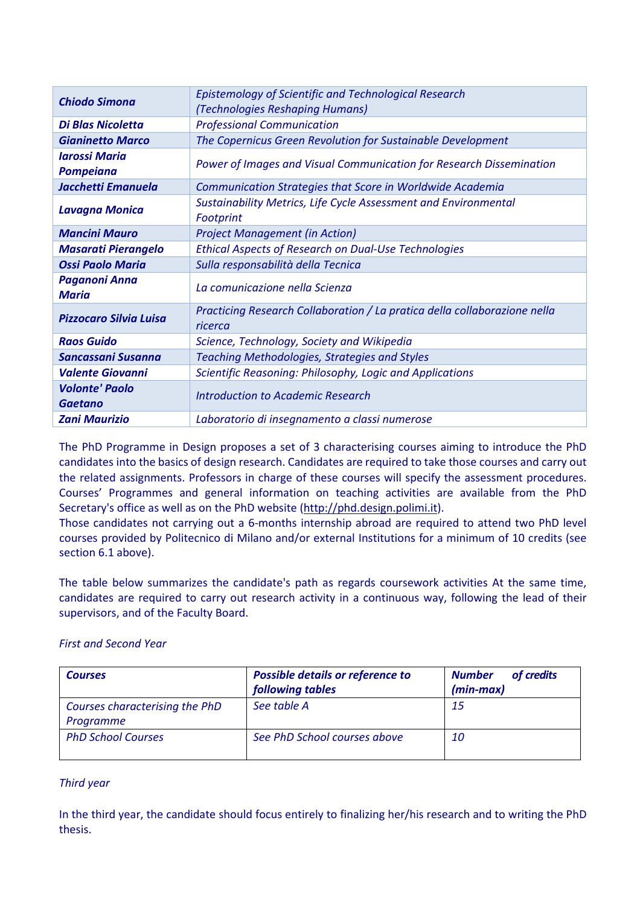| | |
|---|---|
| ***Chiodo Simona*** | *Epistemology of Scientific and Technological Research (Technologies Reshaping Humans)* |
| ***Di Blas Nicoletta*** | *Professional Communication* |
| ***Gianinetto Marco*** | *The Copernicus Green Revolution for Sustainable Development* |
| ***Iarossi Maria Pompeiana*** | *Power of Images and Visual Communication for Research Dissemination* |
| ***Jacchetti Emanuela*** | *Communication Strategies that Score in Worldwide Academia* |
| ***Lavagna Monica*** | *Sustainability Metrics, Life Cycle Assessment and Environmental Footprint* |
| ***Mancini Mauro*** | *Project Management (in Action)* |
| ***Masarati Pierangelo*** | *Ethical Aspects of Research on Dual-Use Technologies* |
| ***Ossi Paolo Maria*** | *Sulla responsabilità della Tecnica* |
| ***Paganoni Anna Maria*** | *La comunicazione nella Scienza* |
| ***Pizzocaro Silvia Luisa*** | *Practicing Research Collaboration / La pratica della collaborazione nella ricerca* |
| ***Raos Guido*** | *Science, Technology, Society and Wikipedia* |
| ***Sancassani Susanna*** | *Teaching Methodologies, Strategies and Styles* |
| ***Valente Giovanni*** | *Scientific Reasoning: Philosophy, Logic and Applications* |
| ***Volonte' Paolo Gaetano*** | *Introduction to Academic Research* |
| ***Zani Maurizio*** | *Laboratorio di insegnamento a classi numerose* |

The PhD Programme in Design proposes a set of 3 characterising courses aiming to introduce the PhD candidates into the basics of design research. Candidates are required to take those courses and carry out the related assignments. Professors in charge of these courses will specify the assessment procedures. Courses' Programmes and general information on teaching activities are available from the PhD Secretary's office as well as on the PhD website (http://phd.design.polimi.it).
Those candidates not carrying out a 6-months internship abroad are required to attend two PhD level courses provided by Politecnico di Milano and/or external Institutions for a minimum of 10 credits (see section 6.1 above).

The table below summarizes the candidate's path as regards coursework activities At the same time, candidates are required to carry out research activity in a continuous way, following the lead of their supervisors, and of the Faculty Board.

*First and Second Year*

| ***Courses*** | ***Possible details or reference to following tables*** | ***Number of credits (min-max)*** |
|---|---|---|
| *Courses characterising the PhD Programme* | *See table A* | *15* |
| *PhD School Courses* | *See PhD School courses above* | *10* |

*Third year*

In the third year, the candidate should focus entirely to finalizing her/his research and to writing the PhD thesis.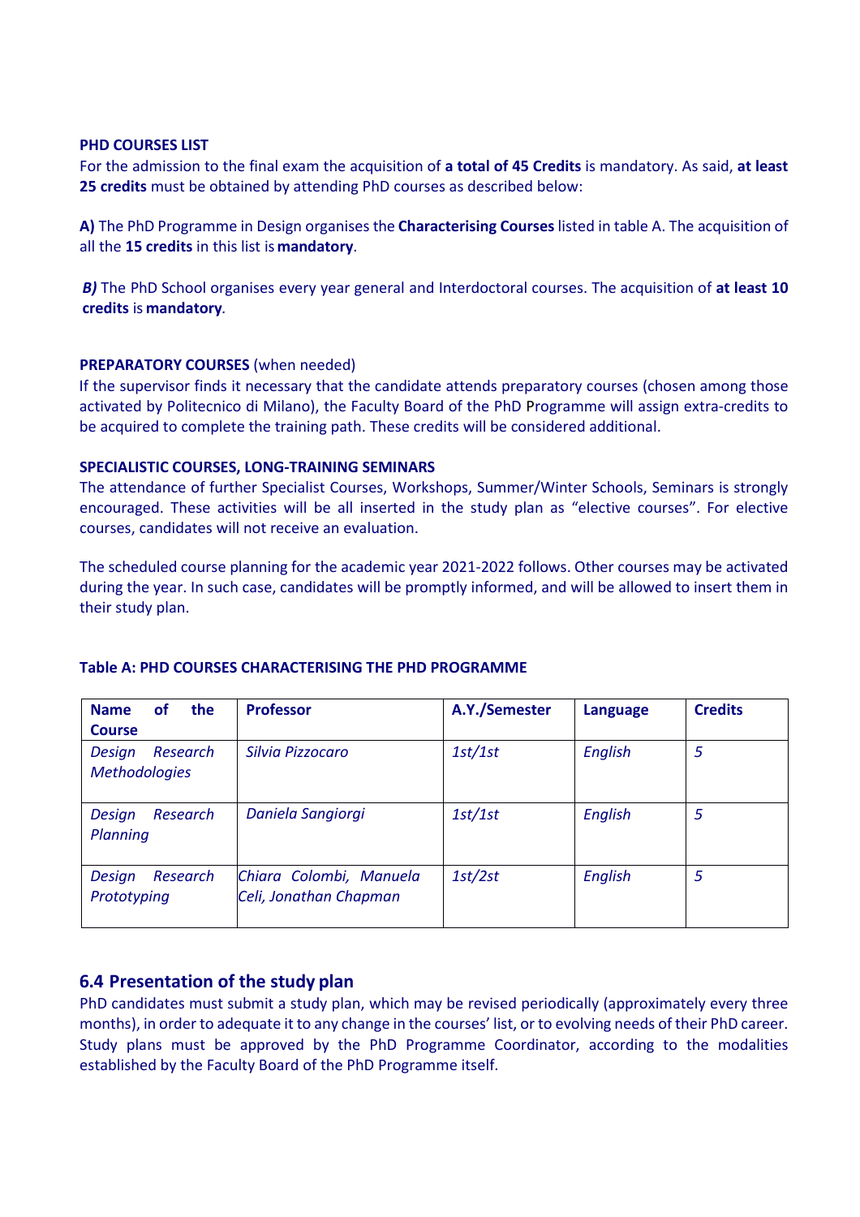**PHD COURSES LIST**

For the admission to the final exam the acquisition of **a total of 45 Credits** is mandatory. As said, **at least 25 credits** must be obtained by attending PhD courses as described below:

**A)** The PhD Programme in Design organises the **Characterising Courses** listed in table A. The acquisition of all the **15 credits** in this list is **mandatory**.

***B)*** The PhD School organises every year general and Interdoctoral courses. The acquisition of **at least 10 credits** is **mandatory**.

**PREPARATORY COURSES** (when needed)

If the supervisor finds it necessary that the candidate attends preparatory courses (chosen among those activated by Politecnico di Milano), the Faculty Board of the PhD Programme will assign extra-credits to be acquired to complete the training path. These credits will be considered additional.

**SPECIALISTIC COURSES, LONG-TRAINING SEMINARS**

The attendance of further Specialist Courses, Workshops, Summer/Winter Schools, Seminars is strongly encouraged. These activities will be all inserted in the study plan as "elective courses". For elective courses, candidates will not receive an evaluation.

The scheduled course planning for the academic year 2021-2022 follows. Other courses may be activated during the year. In such case, candidates will be promptly informed, and will be allowed to insert them in their study plan.

**Table A: PHD COURSES CHARACTERISING THE PHD PROGRAMME**

| **Name of the Course** | **Professor** | **A.Y./Semester** | **Language** | **Credits** |
|---|---|---|---|---|
| *Design Research Methodologies* | *Silvia Pizzocaro* | *1st/1st* | *English* | *5* |
| *Design Research Planning* | *Daniela Sangiorgi* | *1st/1st* | *English* | *5* |
| *Design Research Prototyping* | *Chiara Colombi, Manuela Celi, Jonathan Chapman* | *1st/2st* | *English* | *5* |

## 6.4 Presentation of the study plan

PhD candidates must submit a study plan, which may be revised periodically (approximately every three months), in order to adequate it to any change in the courses' list, or to evolving needs of their PhD career. Study plans must be approved by the PhD Programme Coordinator, according to the modalities established by the Faculty Board of the PhD Programme itself.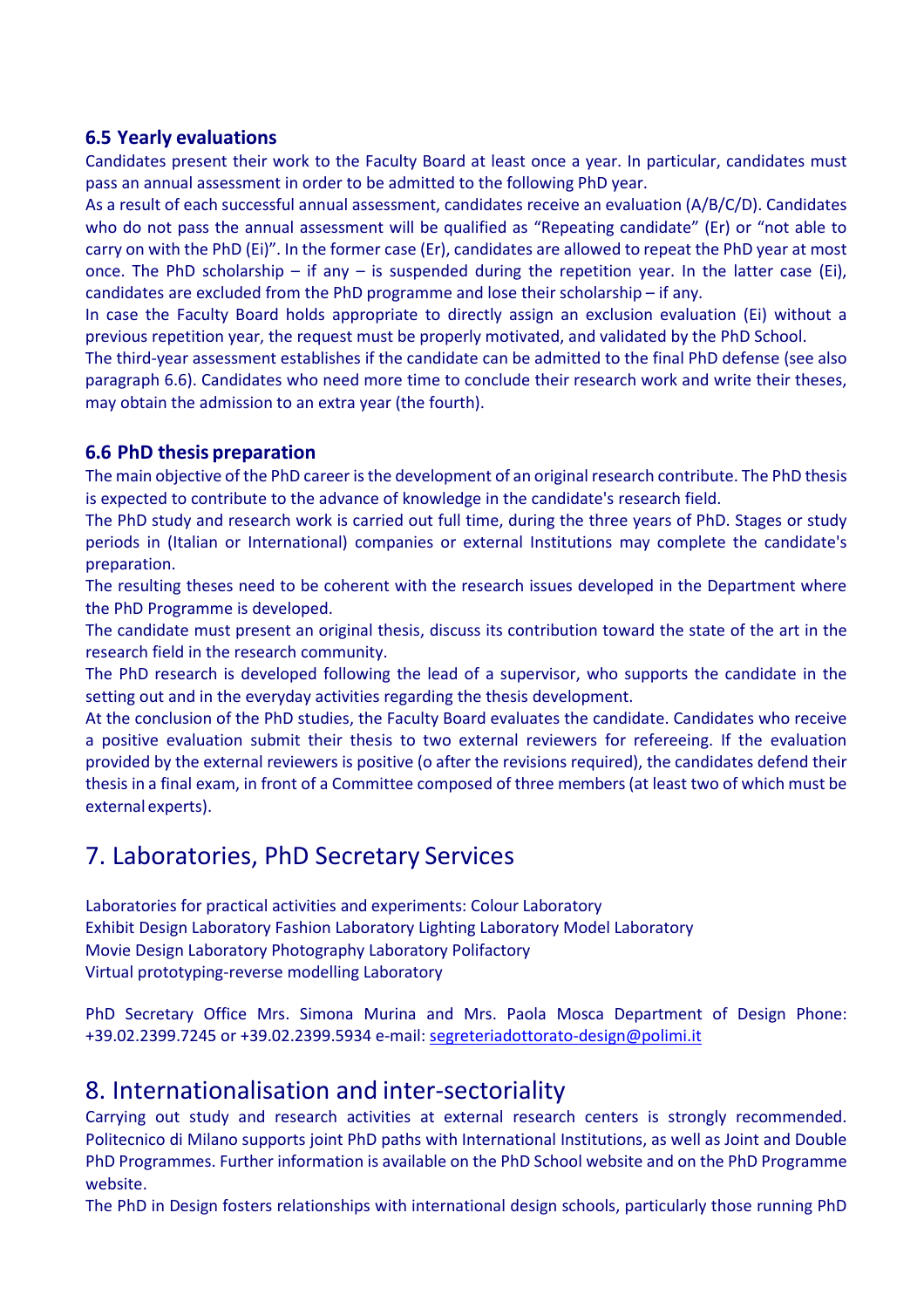### 6.5 Yearly evaluations

Candidates present their work to the Faculty Board at least once a year. In particular, candidates must pass an annual assessment in order to be admitted to the following PhD year.

As a result of each successful annual assessment, candidates receive an evaluation (A/B/C/D). Candidates who do not pass the annual assessment will be qualified as "Repeating candidate" (Er) or "not able to carry on with the PhD (Ei)". In the former case (Er), candidates are allowed to repeat the PhD year at most once. The PhD scholarship – if any – is suspended during the repetition year. In the latter case (Ei), candidates are excluded from the PhD programme and lose their scholarship – if any.

In case the Faculty Board holds appropriate to directly assign an exclusion evaluation (Ei) without a previous repetition year, the request must be properly motivated, and validated by the PhD School.

The third-year assessment establishes if the candidate can be admitted to the final PhD defense (see also paragraph 6.6). Candidates who need more time to conclude their research work and write their theses, may obtain the admission to an extra year (the fourth).

### 6.6 PhD thesis preparation

The main objective of the PhD career is the development of an original research contribute. The PhD thesis is expected to contribute to the advance of knowledge in the candidate's research field.

The PhD study and research work is carried out full time, during the three years of PhD. Stages or study periods in (Italian or International) companies or external Institutions may complete the candidate's preparation.

The resulting theses need to be coherent with the research issues developed in the Department where the PhD Programme is developed.

The candidate must present an original thesis, discuss its contribution toward the state of the art in the research field in the research community.

The PhD research is developed following the lead of a supervisor, who supports the candidate in the setting out and in the everyday activities regarding the thesis development.

At the conclusion of the PhD studies, the Faculty Board evaluates the candidate. Candidates who receive a positive evaluation submit their thesis to two external reviewers for refereeing. If the evaluation provided by the external reviewers is positive (o after the revisions required), the candidates defend their thesis in a final exam, in front of a Committee composed of three members (at least two of which must be external experts).

## 7. Laboratories, PhD Secretary Services

Laboratories for practical activities and experiments: Colour Laboratory
Exhibit Design Laboratory Fashion Laboratory Lighting Laboratory Model Laboratory
Movie Design Laboratory Photography Laboratory Polifactory
Virtual prototyping-reverse modelling Laboratory

PhD Secretary Office Mrs. Simona Murina and Mrs. Paola Mosca Department of Design Phone: +39.02.2399.7245 or +39.02.2399.5934 e-mail: segreteriadottorato-design@polimi.it

## 8. Internationalisation and inter-sectoriality

Carrying out study and research activities at external research centers is strongly recommended. Politecnico di Milano supports joint PhD paths with International Institutions, as well as Joint and Double PhD Programmes. Further information is available on the PhD School website and on the PhD Programme website.

The PhD in Design fosters relationships with international design schools, particularly those running PhD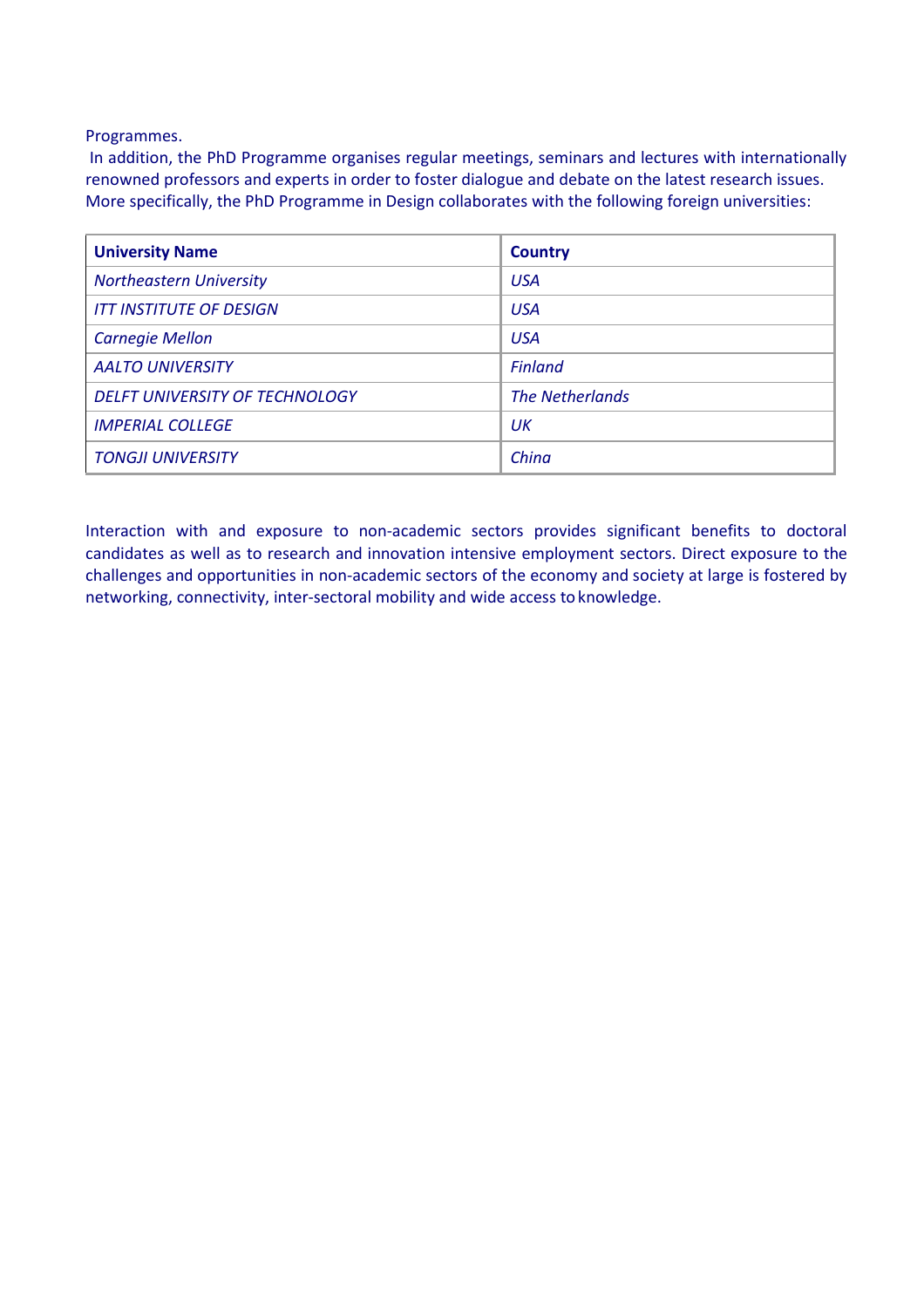Programmes.

In addition, the PhD Programme organises regular meetings, seminars and lectures with internationally renowned professors and experts in order to foster dialogue and debate on the latest research issues. More specifically, the PhD Programme in Design collaborates with the following foreign universities:

| **University Name** | **Country** |
| --- | --- |
| *Northeastern University* | *USA* |
| *ITT INSTITUTE OF DESIGN* | *USA* |
| *Carnegie Mellon* | *USA* |
| *AALTO UNIVERSITY* | *Finland* |
| *DELFT UNIVERSITY OF TECHNOLOGY* | *The Netherlands* |
| *IMPERIAL COLLEGE* | *UK* |
| *TONGJI UNIVERSITY* | *China* |

Interaction with and exposure to non-academic sectors provides significant benefits to doctoral candidates as well as to research and innovation intensive employment sectors. Direct exposure to the challenges and opportunities in non-academic sectors of the economy and society at large is fostered by networking, connectivity, inter-sectoral mobility and wide access to knowledge.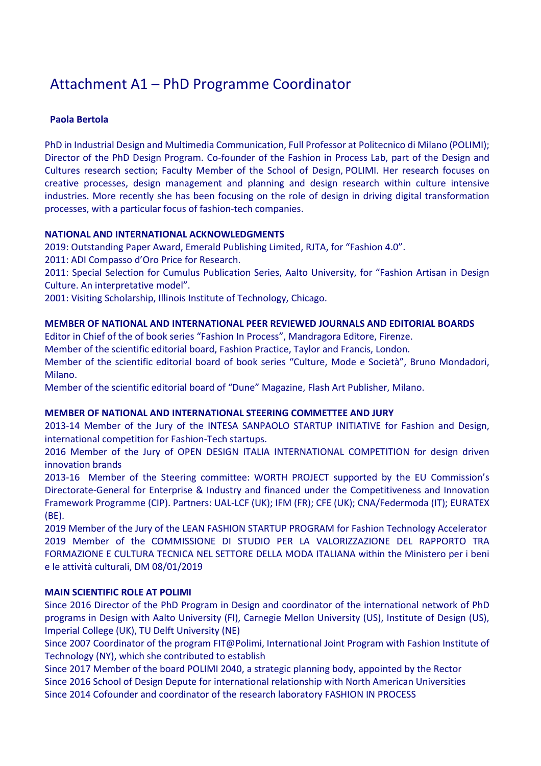# Attachment A1 – PhD Programme Coordinator

**Paola Bertola**

PhD in Industrial Design and Multimedia Communication, Full Professor at Politecnico di Milano (POLIMI); Director of the PhD Design Program. Co-founder of the Fashion in Process Lab, part of the Design and Cultures research section; Faculty Member of the School of Design, POLIMI. Her research focuses on creative processes, design management and planning and design research within culture intensive industries. More recently she has been focusing on the role of design in driving digital transformation processes, with a particular focus of fashion-tech companies.

**NATIONAL AND INTERNATIONAL ACKNOWLEDGMENTS**

2019: Outstanding Paper Award, Emerald Publishing Limited, RJTA, for "Fashion 4.0".
2011: ADI Compasso d'Oro Price for Research.
2011: Special Selection for Cumulus Publication Series, Aalto University, for "Fashion Artisan in Design Culture. An interpretative model".
2001: Visiting Scholarship, Illinois Institute of Technology, Chicago.

**MEMBER OF NATIONAL AND INTERNATIONAL PEER REVIEWED JOURNALS AND EDITORIAL BOARDS**

Editor in Chief of the of book series "Fashion In Process", Mandragora Editore, Firenze.
Member of the scientific editorial board, Fashion Practice, Taylor and Francis, London.
Member of the scientific editorial board of book series "Culture, Mode e Società", Bruno Mondadori, Milano.
Member of the scientific editorial board of "Dune" Magazine, Flash Art Publisher, Milano.

**MEMBER OF NATIONAL AND INTERNATIONAL STEERING COMMETTEE AND JURY**

2013-14 Member of the Jury of the INTESA SANPAOLO STARTUP INITIATIVE for Fashion and Design, international competition for Fashion-Tech startups.
2016 Member of the Jury of OPEN DESIGN ITALIA INTERNATIONAL COMPETITION for design driven innovation brands
2013-16 Member of the Steering committee: WORTH PROJECT supported by the EU Commission's Directorate-General for Enterprise & Industry and financed under the Competitiveness and Innovation Framework Programme (CIP). Partners: UAL-LCF (UK); IFM (FR); CFE (UK); CNA/Federmoda (IT); EURATEX (BE).
2019 Member of the Jury of the LEAN FASHION STARTUP PROGRAM for Fashion Technology Accelerator
2019 Member of the COMMISSIONE DI STUDIO PER LA VALORIZZAZIONE DEL RAPPORTO TRA FORMAZIONE E CULTURA TECNICA NEL SETTORE DELLA MODA ITALIANA within the Ministero per i beni e le attività culturali, DM 08/01/2019

**MAIN SCIENTIFIC ROLE AT POLIMI**

Since 2016 Director of the PhD Program in Design and coordinator of the international network of PhD programs in Design with Aalto University (FI), Carnegie Mellon University (US), Institute of Design (US), Imperial College (UK), TU Delft University (NE)
Since 2007 Coordinator of the program FIT@Polimi, International Joint Program with Fashion Institute of Technology (NY), which she contributed to establish
Since 2017 Member of the board POLIMI 2040, a strategic planning body, appointed by the Rector
Since 2016 School of Design Depute for international relationship with North American Universities
Since 2014 Cofounder and coordinator of the research laboratory FASHION IN PROCESS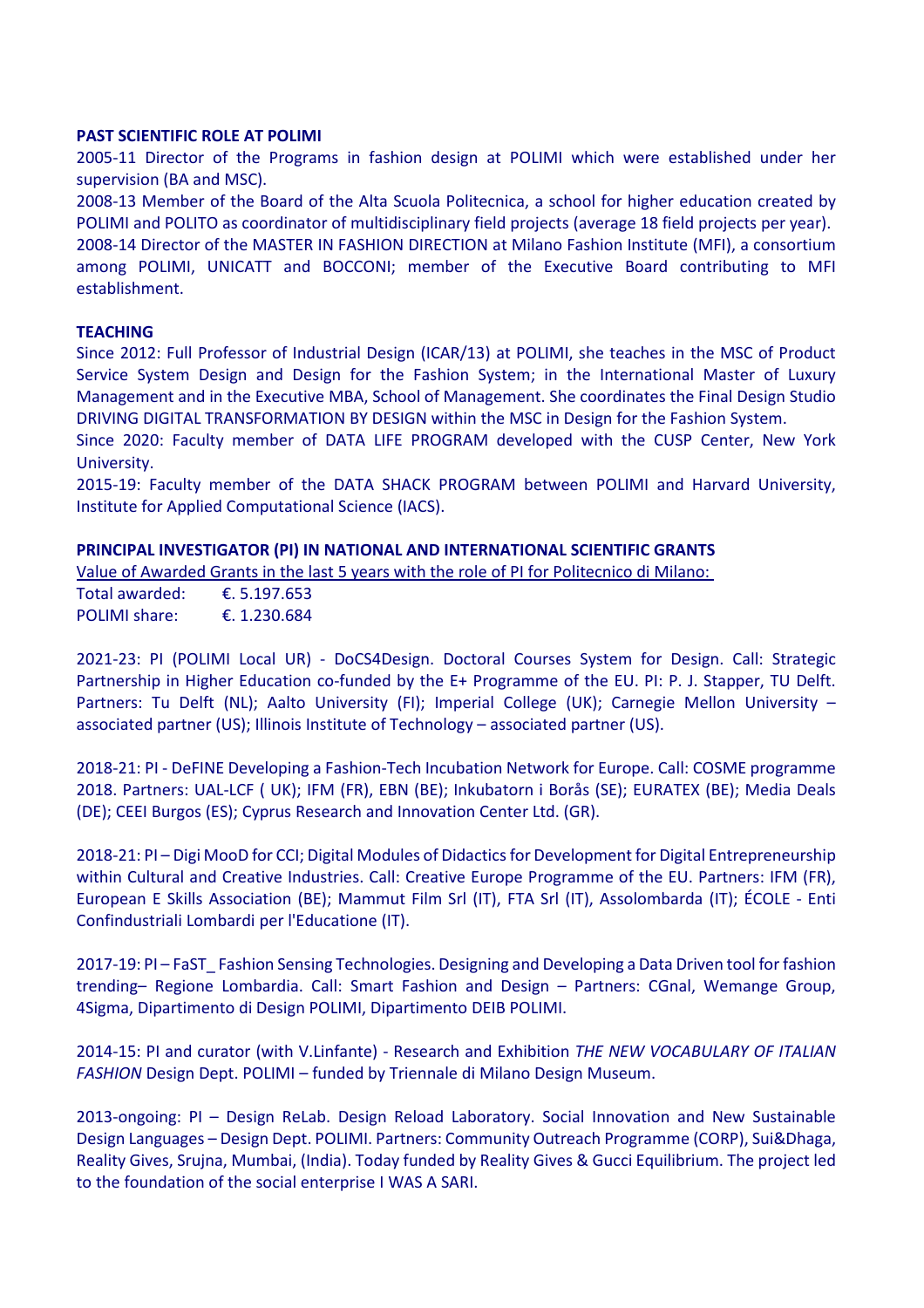**PAST SCIENTIFIC ROLE AT POLIMI**

2005-11 Director of the Programs in fashion design at POLIMI which were established under her supervision (BA and MSC).

2008-13 Member of the Board of the Alta Scuola Politecnica, a school for higher education created by POLIMI and POLITO as coordinator of multidisciplinary field projects (average 18 field projects per year).

2008-14 Director of the MASTER IN FASHION DIRECTION at Milano Fashion Institute (MFI), a consortium among POLIMI, UNICATT and BOCCONI; member of the Executive Board contributing to MFI establishment.

**TEACHING**

Since 2012: Full Professor of Industrial Design (ICAR/13) at POLIMI, she teaches in the MSC of Product Service System Design and Design for the Fashion System; in the International Master of Luxury Management and in the Executive MBA, School of Management. She coordinates the Final Design Studio DRIVING DIGITAL TRANSFORMATION BY DESIGN within the MSC in Design for the Fashion System.

Since 2020: Faculty member of DATA LIFE PROGRAM developed with the CUSP Center, New York University.

2015-19: Faculty member of the DATA SHACK PROGRAM between POLIMI and Harvard University, Institute for Applied Computational Science (IACS).

**PRINCIPAL INVESTIGATOR (PI) IN NATIONAL AND INTERNATIONAL SCIENTIFIC GRANTS**

<u>Value of Awarded Grants in the last 5 years with the role of PI for Politecnico di Milano:</u>

Total awarded: €. 5.197.653
POLIMI share: €. 1.230.684

2021-23: PI (POLIMI Local UR) - DoCS4Design. Doctoral Courses System for Design. Call: Strategic Partnership in Higher Education co-funded by the E+ Programme of the EU. PI: P. J. Stapper, TU Delft. Partners: Tu Delft (NL); Aalto University (FI); Imperial College (UK); Carnegie Mellon University – associated partner (US); Illinois Institute of Technology – associated partner (US).

2018-21: PI - DeFINE Developing a Fashion-Tech Incubation Network for Europe. Call: COSME programme 2018. Partners: UAL-LCF ( UK); IFM (FR), EBN (BE); Inkubatorn i Borås (SE); EURATEX (BE); Media Deals (DE); CEEI Burgos (ES); Cyprus Research and Innovation Center Ltd. (GR).

2018-21: PI – Digi MooD for CCI; Digital Modules of Didactics for Development for Digital Entrepreneurship within Cultural and Creative Industries. Call: Creative Europe Programme of the EU. Partners: IFM (FR), European E Skills Association (BE); Mammut Film Srl (IT), FTA Srl (IT), Assolombarda (IT); ÉCOLE - Enti Confindustriali Lombardi per l'Educatione (IT).

2017-19: PI – FaST_ Fashion Sensing Technologies. Designing and Developing a Data Driven tool for fashion trending– Regione Lombardia. Call: Smart Fashion and Design – Partners: CGnal, Wemange Group, 4Sigma, Dipartimento di Design POLIMI, Dipartimento DEIB POLIMI.

2014-15: PI and curator (with V.Linfante) - Research and Exhibition *THE NEW VOCABULARY OF ITALIAN FASHION* Design Dept. POLIMI – funded by Triennale di Milano Design Museum.

2013-ongoing: PI – Design ReLab. Design Reload Laboratory. Social Innovation and New Sustainable Design Languages – Design Dept. POLIMI. Partners: Community Outreach Programme (CORP), Sui&Dhaga, Reality Gives, Srujna, Mumbai, (India). Today funded by Reality Gives & Gucci Equilibrium. The project led to the foundation of the social enterprise I WAS A SARI.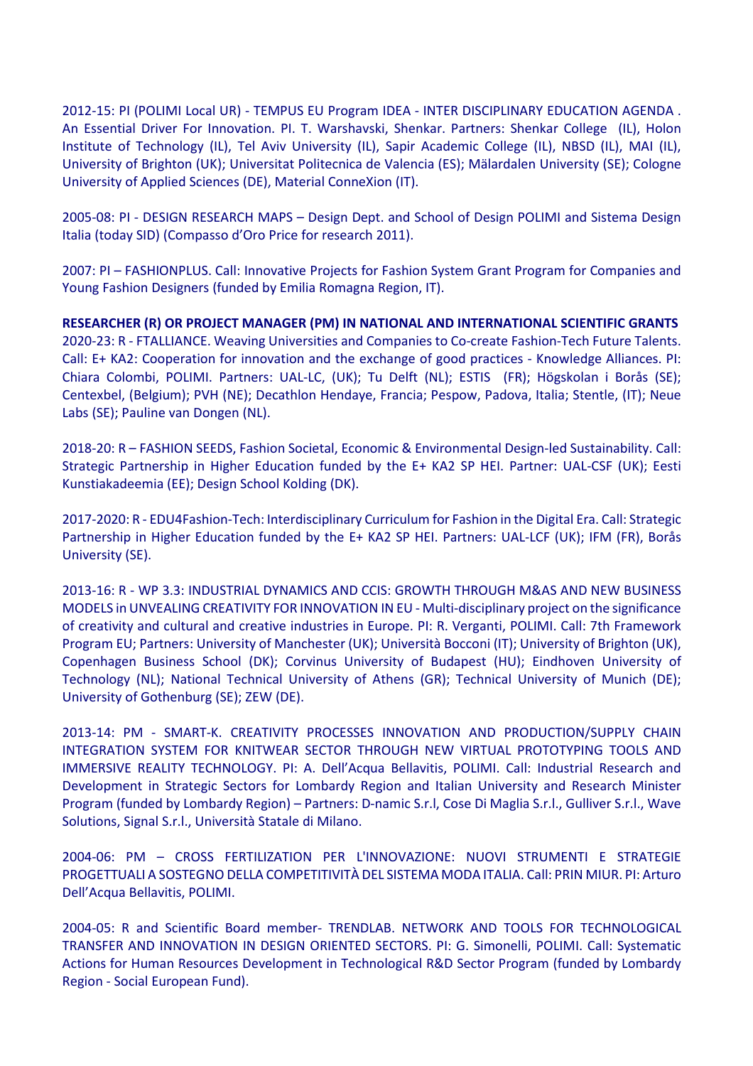2012-15: PI (POLIMI Local UR) - TEMPUS EU Program IDEA - INTER DISCIPLINARY EDUCATION AGENDA . An Essential Driver For Innovation. PI. T. Warshavski, Shenkar. Partners: Shenkar College (IL), Holon Institute of Technology (IL), Tel Aviv University (IL), Sapir Academic College (IL), NBSD (IL), MAI (IL), University of Brighton (UK); Universitat Politecnica de Valencia (ES); Mälardalen University (SE); Cologne University of Applied Sciences (DE), Material ConneXion (IT).

2005-08: PI - DESIGN RESEARCH MAPS – Design Dept. and School of Design POLIMI and Sistema Design Italia (today SID) (Compasso d'Oro Price for research 2011).

2007: PI – FASHIONPLUS. Call: Innovative Projects for Fashion System Grant Program for Companies and Young Fashion Designers (funded by Emilia Romagna Region, IT).

**RESEARCHER (R) OR PROJECT MANAGER (PM) IN NATIONAL AND INTERNATIONAL SCIENTIFIC GRANTS**

2020-23: R - FTALLIANCE. Weaving Universities and Companies to Co-create Fashion-Tech Future Talents. Call: E+ KA2: Cooperation for innovation and the exchange of good practices - Knowledge Alliances. PI: Chiara Colombi, POLIMI. Partners: UAL-LC, (UK); Tu Delft (NL); ESTIS (FR); Högskolan i Borås (SE); Centexbel, (Belgium); PVH (NE); Decathlon Hendaye, Francia; Pespow, Padova, Italia; Stentle, (IT); Neue Labs (SE); Pauline van Dongen (NL).

2018-20: R – FASHION SEEDS, Fashion Societal, Economic & Environmental Design-led Sustainability. Call: Strategic Partnership in Higher Education funded by the E+ KA2 SP HEI. Partner: UAL-CSF (UK); Eesti Kunstiakadeemia (EE); Design School Kolding (DK).

2017-2020: R - EDU4Fashion-Tech: Interdisciplinary Curriculum for Fashion in the Digital Era. Call: Strategic Partnership in Higher Education funded by the E+ KA2 SP HEI. Partners: UAL-LCF (UK); IFM (FR), Borås University (SE).

2013-16: R - WP 3.3: INDUSTRIAL DYNAMICS AND CCIS: GROWTH THROUGH M&AS AND NEW BUSINESS MODELS in UNVEALING CREATIVITY FOR INNOVATION IN EU - Multi-disciplinary project on the significance of creativity and cultural and creative industries in Europe. PI: R. Verganti, POLIMI. Call: 7th Framework Program EU; Partners: University of Manchester (UK); Università Bocconi (IT); University of Brighton (UK), Copenhagen Business School (DK); Corvinus University of Budapest (HU); Eindhoven University of Technology (NL); National Technical University of Athens (GR); Technical University of Munich (DE); University of Gothenburg (SE); ZEW (DE).

2013-14: PM - SMART-K. CREATIVITY PROCESSES INNOVATION AND PRODUCTION/SUPPLY CHAIN INTEGRATION SYSTEM FOR KNITWEAR SECTOR THROUGH NEW VIRTUAL PROTOTYPING TOOLS AND IMMERSIVE REALITY TECHNOLOGY. PI: A. Dell'Acqua Bellavitis, POLIMI. Call: Industrial Research and Development in Strategic Sectors for Lombardy Region and Italian University and Research Minister Program (funded by Lombardy Region) – Partners: D-namic S.r.l, Cose Di Maglia S.r.l., Gulliver S.r.l., Wave Solutions, Signal S.r.l., Università Statale di Milano.

2004-06: PM – CROSS FERTILIZATION PER L'INNOVAZIONE: NUOVI STRUMENTI E STRATEGIE PROGETTUALI A SOSTEGNO DELLA COMPETITIVITÀ DEL SISTEMA MODA ITALIA. Call: PRIN MIUR. PI: Arturo Dell'Acqua Bellavitis, POLIMI.

2004-05: R and Scientific Board member- TRENDLAB. NETWORK AND TOOLS FOR TECHNOLOGICAL TRANSFER AND INNOVATION IN DESIGN ORIENTED SECTORS. PI: G. Simonelli, POLIMI. Call: Systematic Actions for Human Resources Development in Technological R&D Sector Program (funded by Lombardy Region - Social European Fund).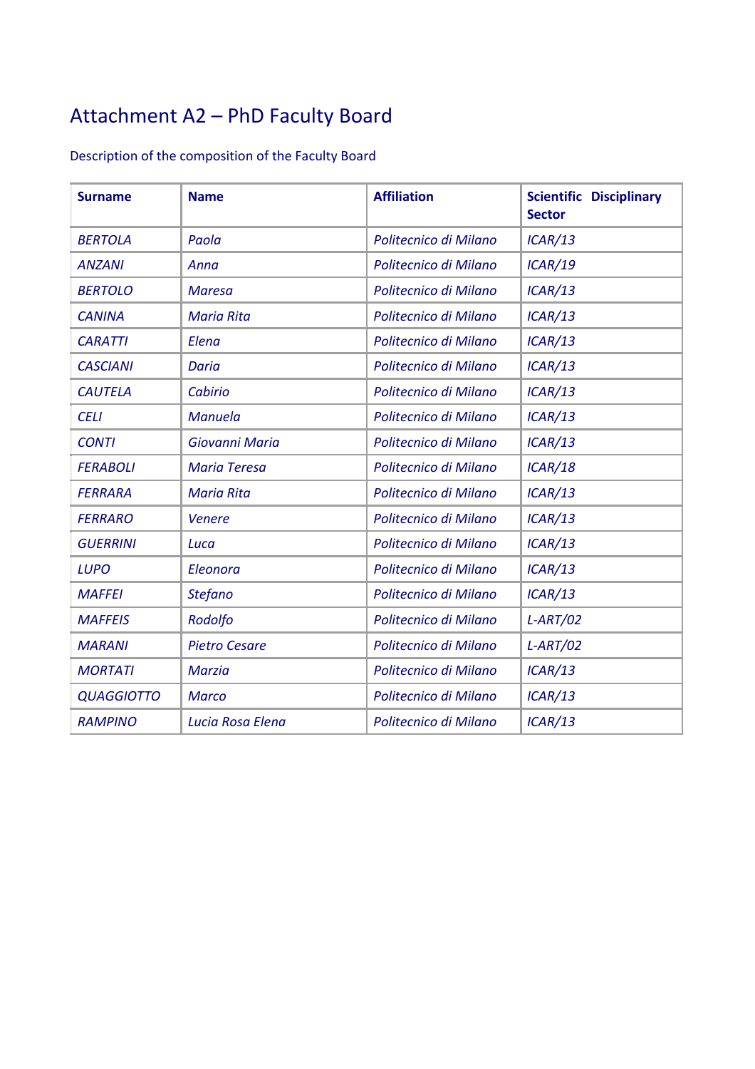# Attachment A2 – PhD Faculty Board

Description of the composition of the Faculty Board

| **Surname** | **Name** | **Affiliation** | **Scientific Disciplinary Sector** |
|---|---|---|---|
| *BERTOLA* | *Paola* | *Politecnico di Milano* | *ICAR/13* |
| *ANZANI* | *Anna* | *Politecnico di Milano* | *ICAR/19* |
| *BERTOLO* | *Maresa* | *Politecnico di Milano* | *ICAR/13* |
| *CANINA* | *Maria Rita* | *Politecnico di Milano* | *ICAR/13* |
| *CARATTI* | *Elena* | *Politecnico di Milano* | *ICAR/13* |
| *CASCIANI* | *Daria* | *Politecnico di Milano* | *ICAR/13* |
| *CAUTELA* | *Cabirio* | *Politecnico di Milano* | *ICAR/13* |
| *CELI* | *Manuela* | *Politecnico di Milano* | *ICAR/13* |
| *CONTI* | *Giovanni Maria* | *Politecnico di Milano* | *ICAR/13* |
| *FERABOLI* | *Maria Teresa* | *Politecnico di Milano* | *ICAR/18* |
| *FERRARA* | *Maria Rita* | *Politecnico di Milano* | *ICAR/13* |
| *FERRARO* | *Venere* | *Politecnico di Milano* | *ICAR/13* |
| *GUERRINI* | *Luca* | *Politecnico di Milano* | *ICAR/13* |
| *LUPO* | *Eleonora* | *Politecnico di Milano* | *ICAR/13* |
| *MAFFEI* | *Stefano* | *Politecnico di Milano* | *ICAR/13* |
| *MAFFEIS* | *Rodolfo* | *Politecnico di Milano* | *L-ART/02* |
| *MARANI* | *Pietro Cesare* | *Politecnico di Milano* | *L-ART/02* |
| *MORTATI* | *Marzia* | *Politecnico di Milano* | *ICAR/13* |
| *QUAGGIOTTO* | *Marco* | *Politecnico di Milano* | *ICAR/13* |
| *RAMPINO* | *Lucia Rosa Elena* | *Politecnico di Milano* | *ICAR/13* |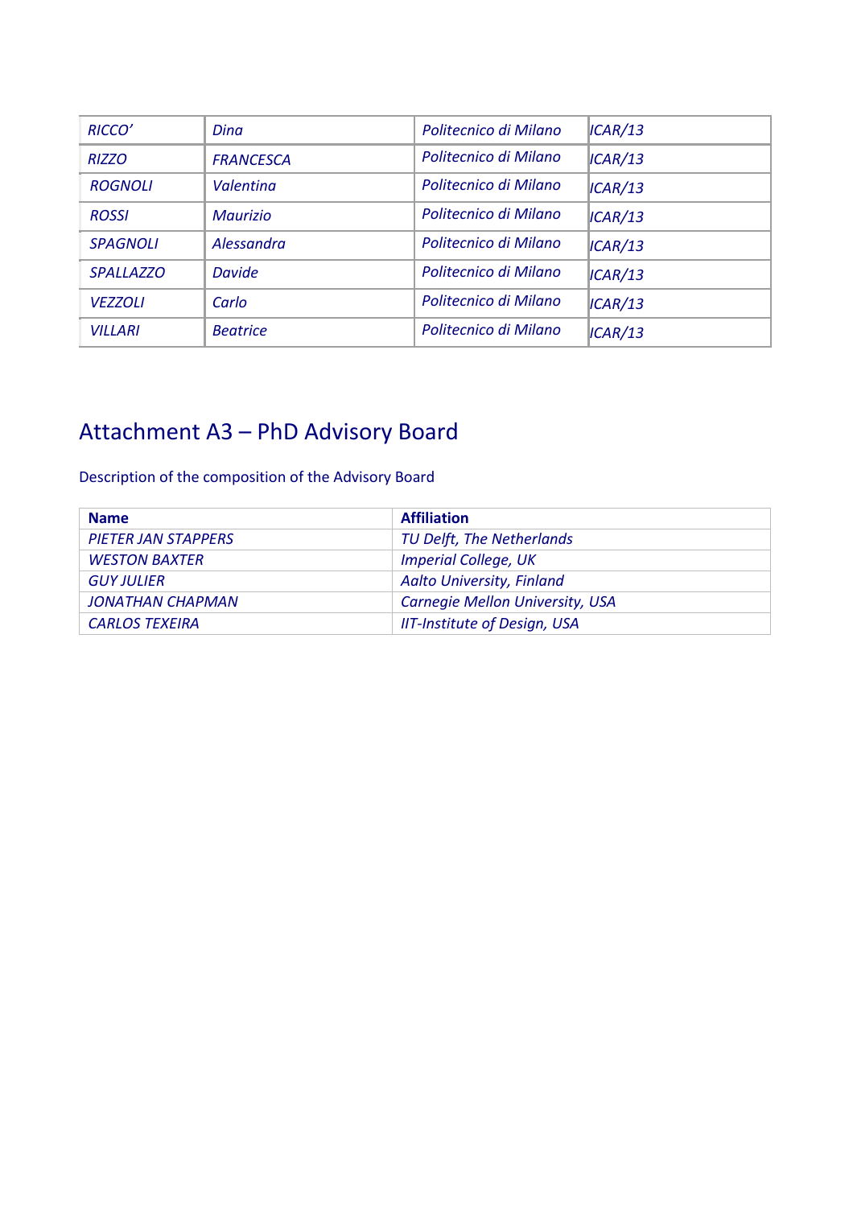| | | | |
|---|---|---|---|
| *RICCO'* | *Dina* | *Politecnico di Milano* | *ICAR/13* |
| *RIZZO* | *FRANCESCA* | *Politecnico di Milano* | *ICAR/13* |
| *ROGNOLI* | *Valentina* | *Politecnico di Milano* | *ICAR/13* |
| *ROSSI* | *Maurizio* | *Politecnico di Milano* | *ICAR/13* |
| *SPAGNOLI* | *Alessandra* | *Politecnico di Milano* | *ICAR/13* |
| *SPALLAZZO* | *Davide* | *Politecnico di Milano* | *ICAR/13* |
| *VEZZOLI* | *Carlo* | *Politecnico di Milano* | *ICAR/13* |
| *VILLARI* | *Beatrice* | *Politecnico di Milano* | *ICAR/13* |

## Attachment A3 – PhD Advisory Board

Description of the composition of the Advisory Board

| **Name** | **Affiliation** |
|---|---|
| *PIETER JAN STAPPERS* | *TU Delft, The Netherlands* |
| *WESTON BAXTER* | *Imperial College, UK* |
| *GUY JULIER* | *Aalto University, Finland* |
| *JONATHAN CHAPMAN* | *Carnegie Mellon University, USA* |
| *CARLOS TEXEIRA* | *IIT-Institute of Design, USA* |